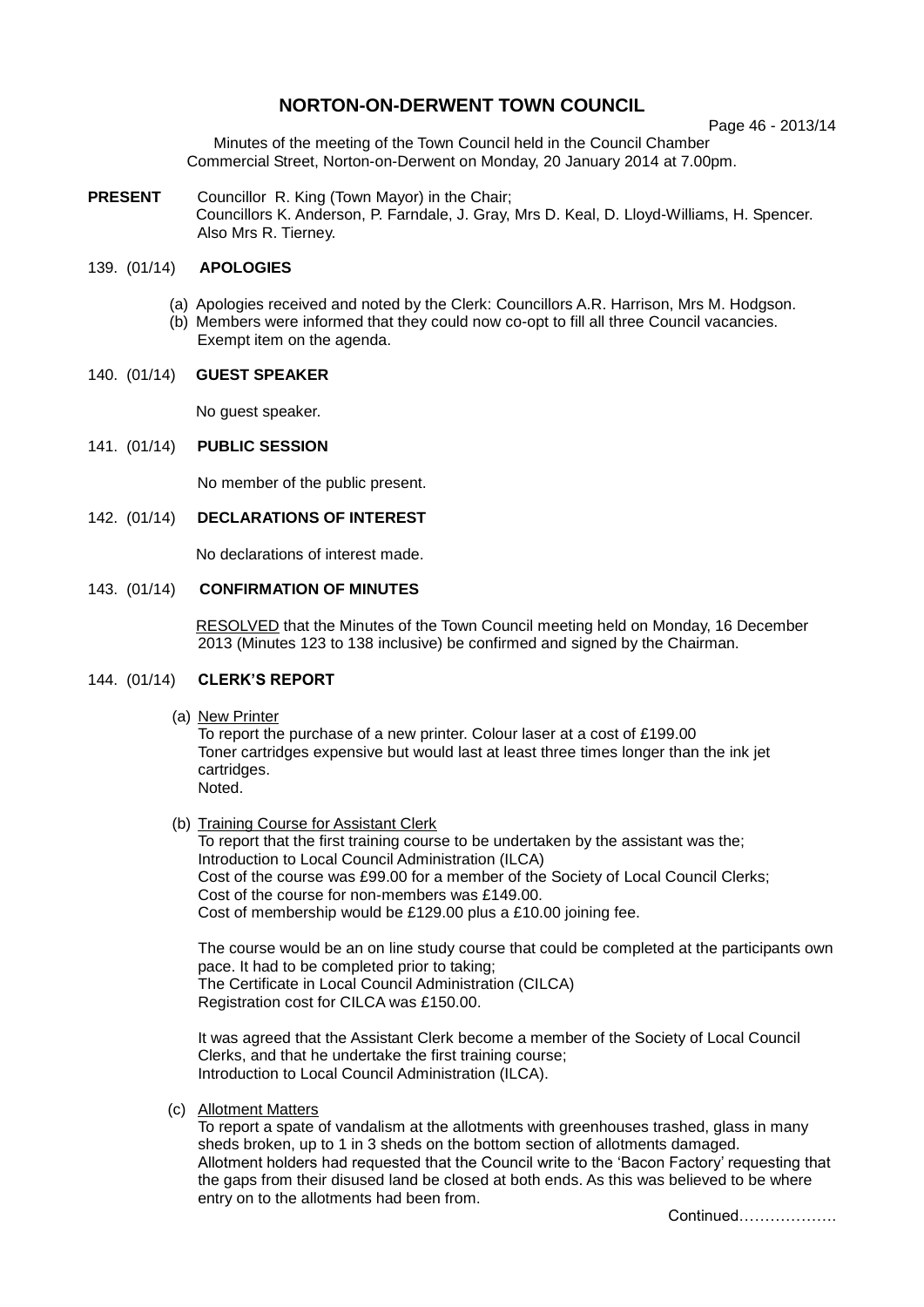# NORTON-ON-DERWENT TOWN COUNCIL

Minutes of the meeting of the Town Council held in the Council Chamber Commercial Street, Norton-on-Derwent on Monday, 20 January 2014 at 7.00pm.

**PRESENT** Councillor R. King (Town Mayor) in the Chair; Councillors K. Anderson, P. Farndale, J. Gray, Mrs D. Keal, D. Lloyd-Williams, H. Spencer. Also Mrs R. Tierney.

## 139. (01/14) APOLOGIES

(a) Apologies received and noted by the Clerk: Councillors A.R. Harrison, Mrs M. Hodgson.

(b) Members were informed that they could now co-opt to fill all three Council vacancies. Exempt item on the agenda.

## 140. (01/14) GUEST SPEAKER

No guest speaker.

## 141. (01/14) PUBLIC SESSION

No member of the public present.

## 142. (01/14) DECLARATIONS OF INTEREST

No declarations of interest made.

## 143. (01/14) CONFIRMATION OF MINUTES

RESOLVED that the Minutes of the Town Council meeting held on Monday, 16 December 2013 (Minutes 123 to 138 inclusive) be confirmed and signed by the Chairman.

## 144. (01/14) CLERK'S REPORT

(a) New Printer

To report the purchase of a new printer. Colour laser at a cost of £199.00
Toner cartridges expensive but would last at least three times longer than the ink jet cartridges.
Noted.

(b) Training Course for Assistant Clerk

To report that the first training course to be undertaken by the assistant was the;
Introduction to Local Council Administration (ILCA)
Cost of the course was £99.00 for a member of the Society of Local Council Clerks;
Cost of the course for non-members was £149.00.
Cost of membership would be £129.00 plus a £10.00 joining fee.

The course would be an on line study course that could be completed at the participants own pace. It had to be completed prior to taking;
The Certificate in Local Council Administration (CILCA)
Registration cost for CILCA was £150.00.

It was agreed that the Assistant Clerk become a member of the Society of Local Council Clerks, and that he undertake the first training course;
Introduction to Local Council Administration (ILCA).

(c) Allotment Matters

To report a spate of vandalism at the allotments with greenhouses trashed, glass in many sheds broken, up to 1 in 3 sheds on the bottom section of allotments damaged.
Allotment holders had requested that the Council write to the 'Bacon Factory' requesting that the gaps from their disused land be closed at both ends. As this was believed to be where entry on to the allotments had been from.

Continued……………….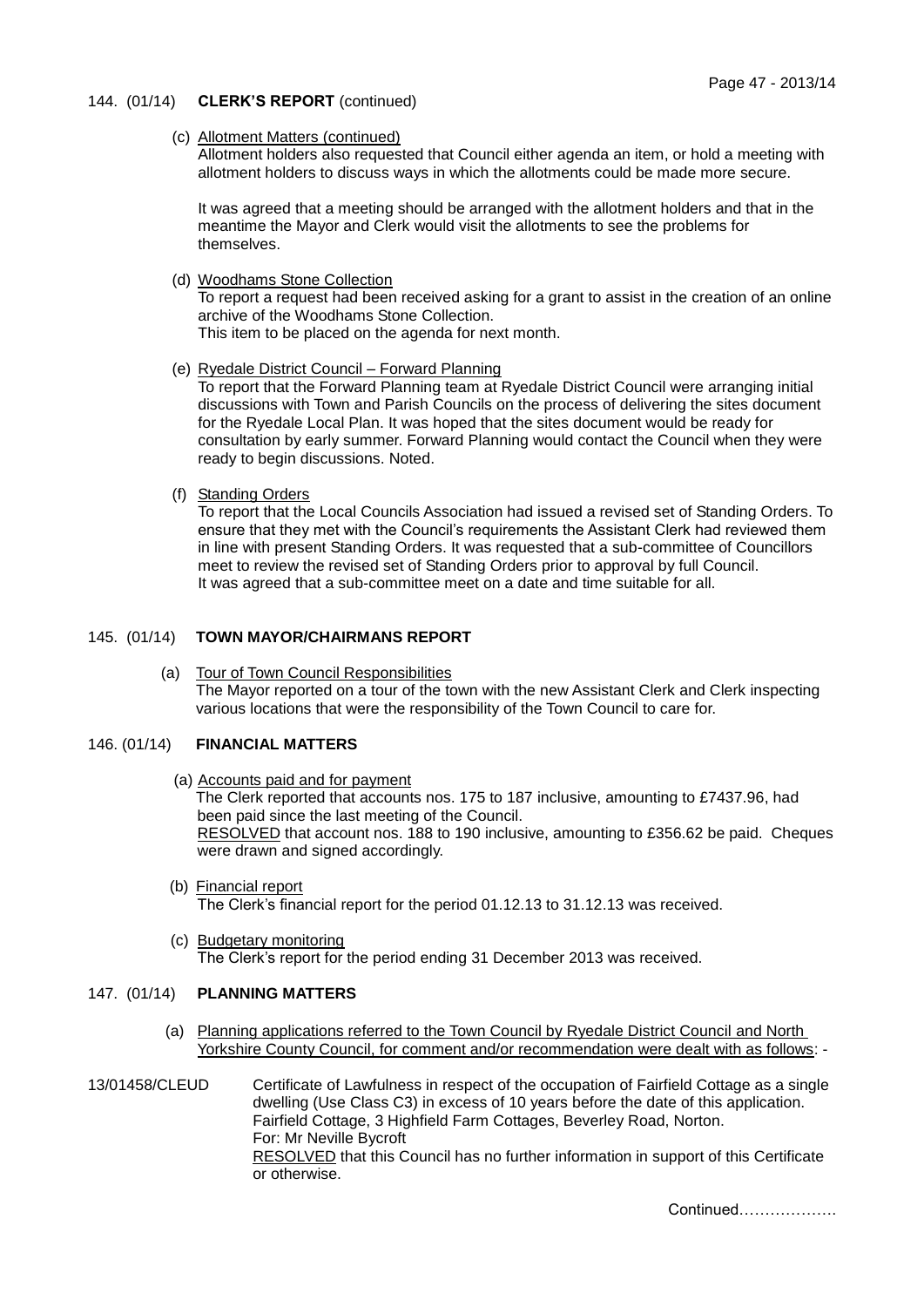144. (01/14) **CLERK'S REPORT** (continued)

(c) Allotment Matters (continued)

Allotment holders also requested that Council either agenda an item, or hold a meeting with allotment holders to discuss ways in which the allotments could be made more secure.

It was agreed that a meeting should be arranged with the allotment holders and that in the meantime the Mayor and Clerk would visit the allotments to see the problems for themselves.

(d) Woodhams Stone Collection

To report a request had been received asking for a grant to assist in the creation of an online archive of the Woodhams Stone Collection.
This item to be placed on the agenda for next month.

(e) Ryedale District Council – Forward Planning

To report that the Forward Planning team at Ryedale District Council were arranging initial discussions with Town and Parish Councils on the process of delivering the sites document for the Ryedale Local Plan. It was hoped that the sites document would be ready for consultation by early summer. Forward Planning would contact the Council when they were ready to begin discussions. Noted.

(f) Standing Orders

To report that the Local Councils Association had issued a revised set of Standing Orders. To ensure that they met with the Council's requirements the Assistant Clerk had reviewed them in line with present Standing Orders. It was requested that a sub-committee of Councillors meet to review the revised set of Standing Orders prior to approval by full Council.
It was agreed that a sub-committee meet on a date and time suitable for all.

145. (01/14) **TOWN MAYOR/CHAIRMANS REPORT**

(a) Tour of Town Council Responsibilities

The Mayor reported on a tour of the town with the new Assistant Clerk and Clerk inspecting various locations that were the responsibility of the Town Council to care for.

146. (01/14) **FINANCIAL MATTERS**

(a) Accounts paid and for payment

The Clerk reported that accounts nos. 175 to 187 inclusive, amounting to £7437.96, had been paid since the last meeting of the Council.
RESOLVED that account nos. 188 to 190 inclusive, amounting to £356.62 be paid. Cheques were drawn and signed accordingly.

(b) Financial report

The Clerk's financial report for the period 01.12.13 to 31.12.13 was received.

(c) Budgetary monitoring

The Clerk's report for the period ending 31 December 2013 was received.

147. (01/14) **PLANNING MATTERS**

(a) Planning applications referred to the Town Council by Ryedale District Council and North Yorkshire County Council, for comment and/or recommendation were dealt with as follows: -

13/01458/CLEUD Certificate of Lawfulness in respect of the occupation of Fairfield Cottage as a single dwelling (Use Class C3) in excess of 10 years before the date of this application.
Fairfield Cottage, 3 Highfield Farm Cottages, Beverley Road, Norton.
For: Mr Neville Bycroft
RESOLVED that this Council has no further information in support of this Certificate or otherwise.

Continued……………….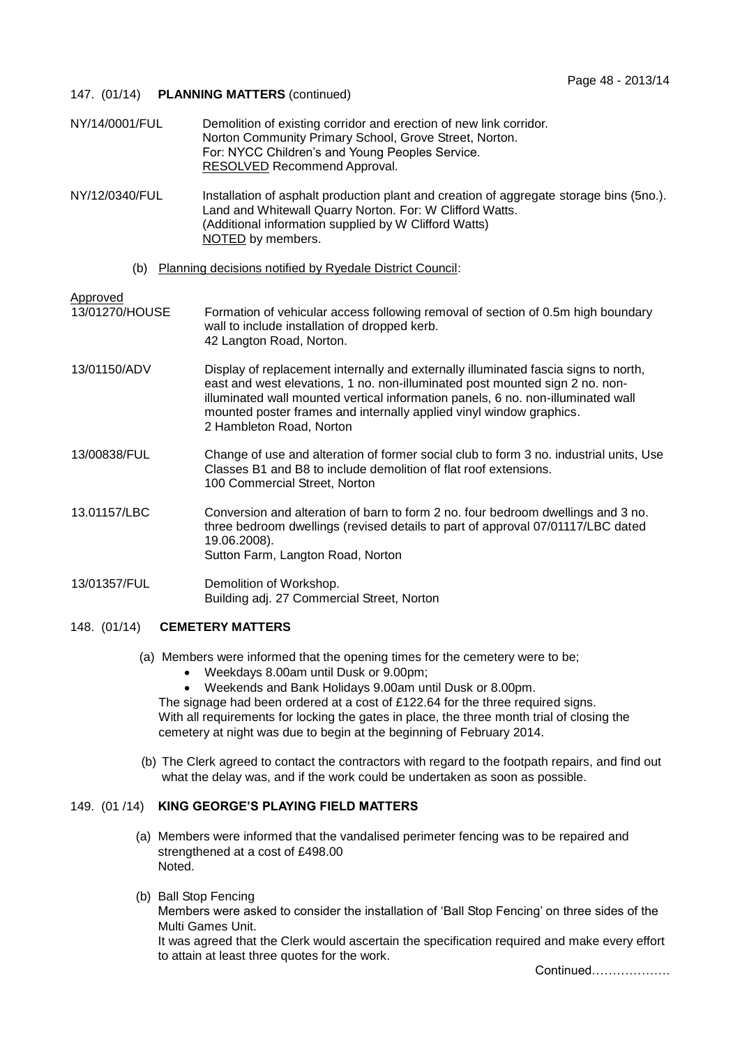## 147. (01/14) PLANNING MATTERS (continued)

NY/14/0001/FUL — Demolition of existing corridor and erection of new link corridor.
Norton Community Primary School, Grove Street, Norton.
For: NYCC Children's and Young Peoples Service.
RESOLVED Recommend Approval.

NY/12/0340/FUL — Installation of asphalt production plant and creation of aggregate storage bins (5no.).
Land and Whitewall Quarry Norton. For: W Clifford Watts.
(Additional information supplied by W Clifford Watts)
NOTED by members.

(b) Planning decisions notified by Ryedale District Council:

Approved

13/01270/HOUSE — Formation of vehicular access following removal of section of 0.5m high boundary wall to include installation of dropped kerb.
42 Langton Road, Norton.

13/01150/ADV — Display of replacement internally and externally illuminated fascia signs to north, east and west elevations, 1 no. non-illuminated post mounted sign 2 no. non-illuminated wall mounted vertical information panels, 6 no. non-illuminated wall mounted poster frames and internally applied vinyl window graphics.
2 Hambleton Road, Norton

13/00838/FUL — Change of use and alteration of former social club to form 3 no. industrial units, Use Classes B1 and B8 to include demolition of flat roof extensions.
100 Commercial Street, Norton

13.01157/LBC — Conversion and alteration of barn to form 2 no. four bedroom dwellings and 3 no. three bedroom dwellings (revised details to part of approval 07/01117/LBC dated 19.06.2008).
Sutton Farm, Langton Road, Norton

13/01357/FUL — Demolition of Workshop.
Building adj. 27 Commercial Street, Norton

## 148. (01/14) CEMETERY MATTERS

(a) Members were informed that the opening times for the cemetery were to be;

- Weekdays 8.00am until Dusk or 9.00pm;
- Weekends and Bank Holidays 9.00am until Dusk or 8.00pm.

The signage had been ordered at a cost of £122.64 for the three required signs.
With all requirements for locking the gates in place, the three month trial of closing the cemetery at night was due to begin at the beginning of February 2014.

(b) The Clerk agreed to contact the contractors with regard to the footpath repairs, and find out what the delay was, and if the work could be undertaken as soon as possible.

## 149. (01 /14) KING GEORGE'S PLAYING FIELD MATTERS

(a) Members were informed that the vandalised perimeter fencing was to be repaired and strengthened at a cost of £498.00
Noted.

(b) Ball Stop Fencing
Members were asked to consider the installation of 'Ball Stop Fencing' on three sides of the Multi Games Unit.
It was agreed that the Clerk would ascertain the specification required and make every effort to attain at least three quotes for the work.

Continued……………….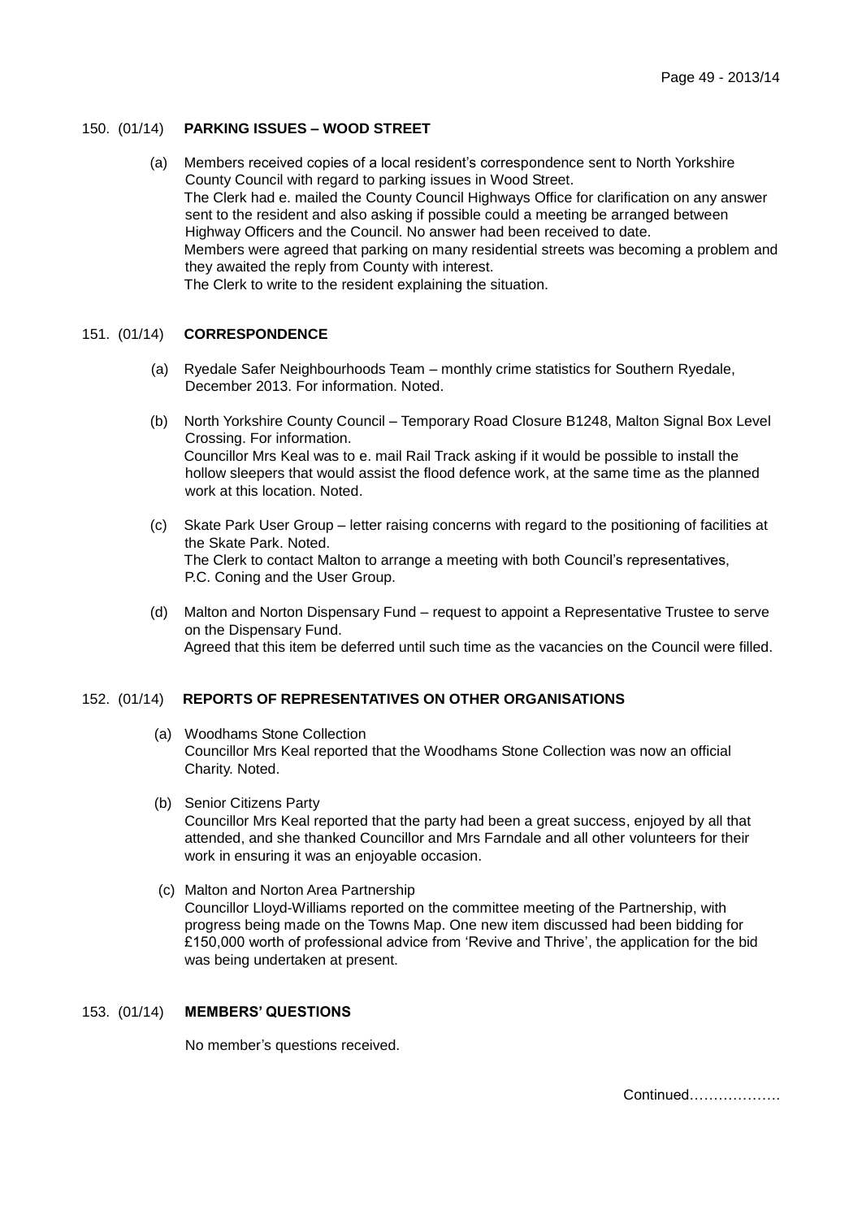## 150. (01/14) PARKING ISSUES – WOOD STREET

(a) Members received copies of a local resident's correspondence sent to North Yorkshire County Council with regard to parking issues in Wood Street.
The Clerk had e. mailed the County Council Highways Office for clarification on any answer sent to the resident and also asking if possible could a meeting be arranged between Highway Officers and the Council. No answer had been received to date.
Members were agreed that parking on many residential streets was becoming a problem and they awaited the reply from County with interest.
The Clerk to write to the resident explaining the situation.

## 151. (01/14) CORRESPONDENCE

(a) Ryedale Safer Neighbourhoods Team – monthly crime statistics for Southern Ryedale, December 2013. For information. Noted.

(b) North Yorkshire County Council – Temporary Road Closure B1248, Malton Signal Box Level Crossing. For information.
Councillor Mrs Keal was to e. mail Rail Track asking if it would be possible to install the hollow sleepers that would assist the flood defence work, at the same time as the planned work at this location. Noted.

(c) Skate Park User Group – letter raising concerns with regard to the positioning of facilities at the Skate Park. Noted.
The Clerk to contact Malton to arrange a meeting with both Council's representatives, P.C. Coning and the User Group.

(d) Malton and Norton Dispensary Fund – request to appoint a Representative Trustee to serve on the Dispensary Fund.
Agreed that this item be deferred until such time as the vacancies on the Council were filled.

## 152. (01/14) REPORTS OF REPRESENTATIVES ON OTHER ORGANISATIONS

(a) Woodhams Stone Collection
Councillor Mrs Keal reported that the Woodhams Stone Collection was now an official Charity. Noted.

(b) Senior Citizens Party
Councillor Mrs Keal reported that the party had been a great success, enjoyed by all that attended, and she thanked Councillor and Mrs Farndale and all other volunteers for their work in ensuring it was an enjoyable occasion.

(c) Malton and Norton Area Partnership
Councillor Lloyd-Williams reported on the committee meeting of the Partnership, with progress being made on the Towns Map. One new item discussed had been bidding for £150,000 worth of professional advice from 'Revive and Thrive', the application for the bid was being undertaken at present.

## 153. (01/14) MEMBERS' QUESTIONS

No member's questions received.

Continued……………….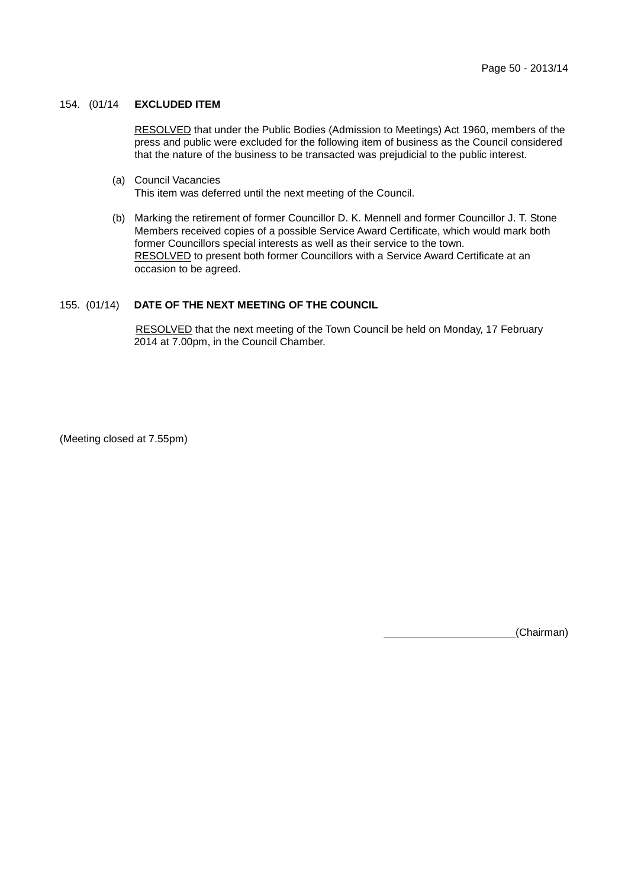154. (01/14 **EXCLUDED ITEM**

RESOLVED that under the Public Bodies (Admission to Meetings) Act 1960, members of the press and public were excluded for the following item of business as the Council considered that the nature of the business to be transacted was prejudicial to the public interest.

(a) Council Vacancies
This item was deferred until the next meeting of the Council.

(b) Marking the retirement of former Councillor D. K. Mennell and former Councillor J. T. Stone
Members received copies of a possible Service Award Certificate, which would mark both former Councillors special interests as well as their service to the town.
RESOLVED to present both former Councillors with a Service Award Certificate at an occasion to be agreed.

155. (01/14) **DATE OF THE NEXT MEETING OF THE COUNCIL**

RESOLVED that the next meeting of the Town Council be held on Monday, 17 February 2014 at 7.00pm, in the Council Chamber.

(Meeting closed at 7.55pm)

\_\_\_\_\_\_\_\_\_\_\_\_\_\_\_\_\_\_\_\_\_\_(Chairman)